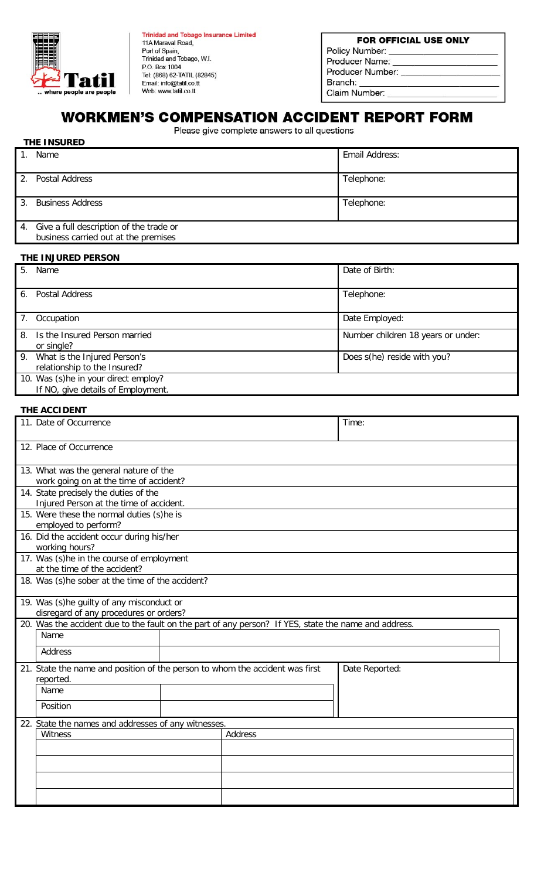Trinidad and Tobago Insurance Limited
11A Maraval Road,
Port of Spain,
Trinidad and Tobago, W.I.
P.O. Box 1004
Tel: (868) 62-TATIL (82845)
Email: info@tatil.co.tt
Web: www.tatil.co.tt

Tatil
... where people are people

| FOR OFFICIAL USE ONLY |
|---|
| Policy Number: |
| Producer Name: |
| Producer Number: |
| Branch: |
| Claim Number: |

# WORKMEN'S COMPENSATION ACCIDENT REPORT FORM

Please give complete answers to all questions

## THE INSURED

| | |
|---|---|
| 1. Name | Email Address: |
| 2. Postal Address | Telephone: |
| 3. Business Address | Telephone: |
| 4. Give a full description of the trade or business carried out at the premises | |

## THE INJURED PERSON

| | |
|---|---|
| 5. Name | Date of Birth: |
| 6. Postal Address | Telephone: |
| 7. Occupation | Date Employed: |
| 8. Is the Insured Person married or single? | Number children 18 years or under: |
| 9. What is the Injured Person's relationship to the Insured? | Does s(he) reside with you? |
| 10. Was (s)he in your direct employ? If NO, give details of Employment. | |

## THE ACCIDENT

| | |
|---|---|
| 11. Date of Occurrence | Time: |
| 12. Place of Occurrence | |
| 13. What was the general nature of the work going on at the time of accident? | |
| 14. State precisely the duties of the Injured Person at the time of accident. | |
| 15. Were these the normal duties (s)he is employed to perform? | |
| 16. Did the accident occur during his/her working hours? | |
| 17. Was (s)he in the course of employment at the time of the accident? | |
| 18. Was (s)he sober at the time of the accident? | |
| 19. Was (s)he guilty of any misconduct or disregard of any procedures or orders? | |

20. Was the accident due to the fault on the part of any person? If YES, state the name and address.

| | |
|---|---|
| Name | |
| Address | |

21. State the name and position of the person to whom the accident was first reported.

| | | |
|---|---|---|
| Name | | Date Reported: |
| Position | | |

22. State the names and addresses of any witnesses.

| Witness | Address |
|---|---|
| | |
| | |
| | |
| | |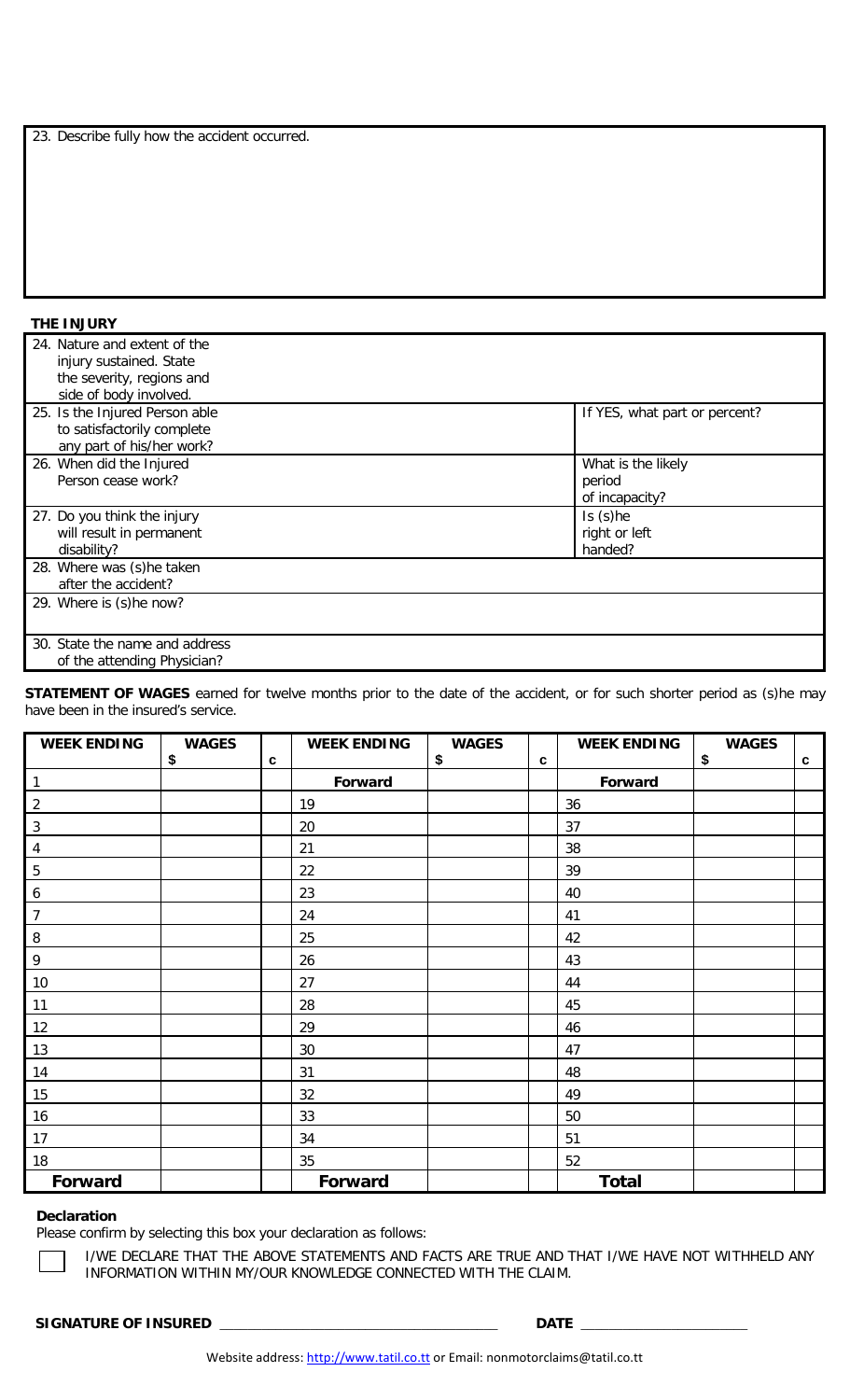| |
|---|
| 23. Describe fully how the accident occurred. |

**THE INJURY**

| | |
|---|---|
| 24. Nature and extent of the injury sustained. State the severity, regions and side of body involved. | |
| 25. Is the Injured Person able to satisfactorily complete any part of his/her work? | If YES, what part or percent? |
| 26. When did the Injured Person cease work? | What is the likely period of incapacity? |
| 27. Do you think the injury will result in permanent disability? | Is (s)he right or left handed? |
| 28. Where was (s)he taken after the accident? | |
| 29. Where is (s)he now? | |
| 30. State the name and address of the attending Physician? | |

**STATEMENT OF WAGES** earned for twelve months prior to the date of the accident, or for such shorter period as (s)he may have been in the insured's service.

| WEEK ENDING | WAGES $ | c | WEEK ENDING | WAGES $ | c | WEEK ENDING | WAGES $ | c |
|---|---|---|---|---|---|---|---|---|
| 1 | | | **Forward** | | | **Forward** | | |
| 2 | | | 19 | | | 36 | | |
| 3 | | | 20 | | | 37 | | |
| 4 | | | 21 | | | 38 | | |
| 5 | | | 22 | | | 39 | | |
| 6 | | | 23 | | | 40 | | |
| 7 | | | 24 | | | 41 | | |
| 8 | | | 25 | | | 42 | | |
| 9 | | | 26 | | | 43 | | |
| 10 | | | 27 | | | 44 | | |
| 11 | | | 28 | | | 45 | | |
| 12 | | | 29 | | | 46 | | |
| 13 | | | 30 | | | 47 | | |
| 14 | | | 31 | | | 48 | | |
| 15 | | | 32 | | | 49 | | |
| 16 | | | 33 | | | 50 | | |
| 17 | | | 34 | | | 51 | | |
| 18 | | | 35 | | | 52 | | |
| **Forward** | | | **Forward** | | | **Total** | | |

**Declaration**

Please confirm by selecting this box your declaration as follows:

☐ I/WE DECLARE THAT THE ABOVE STATEMENTS AND FACTS ARE TRUE AND THAT I/WE HAVE NOT WITHHELD ANY INFORMATION WITHIN MY/OUR KNOWLEDGE CONNECTED WITH THE CLAIM.

**SIGNATURE OF INSURED** ________________________________ **DATE** ____________________

Website address: http://www.tatil.co.tt or Email: nonmotorclaims@tatil.co.tt